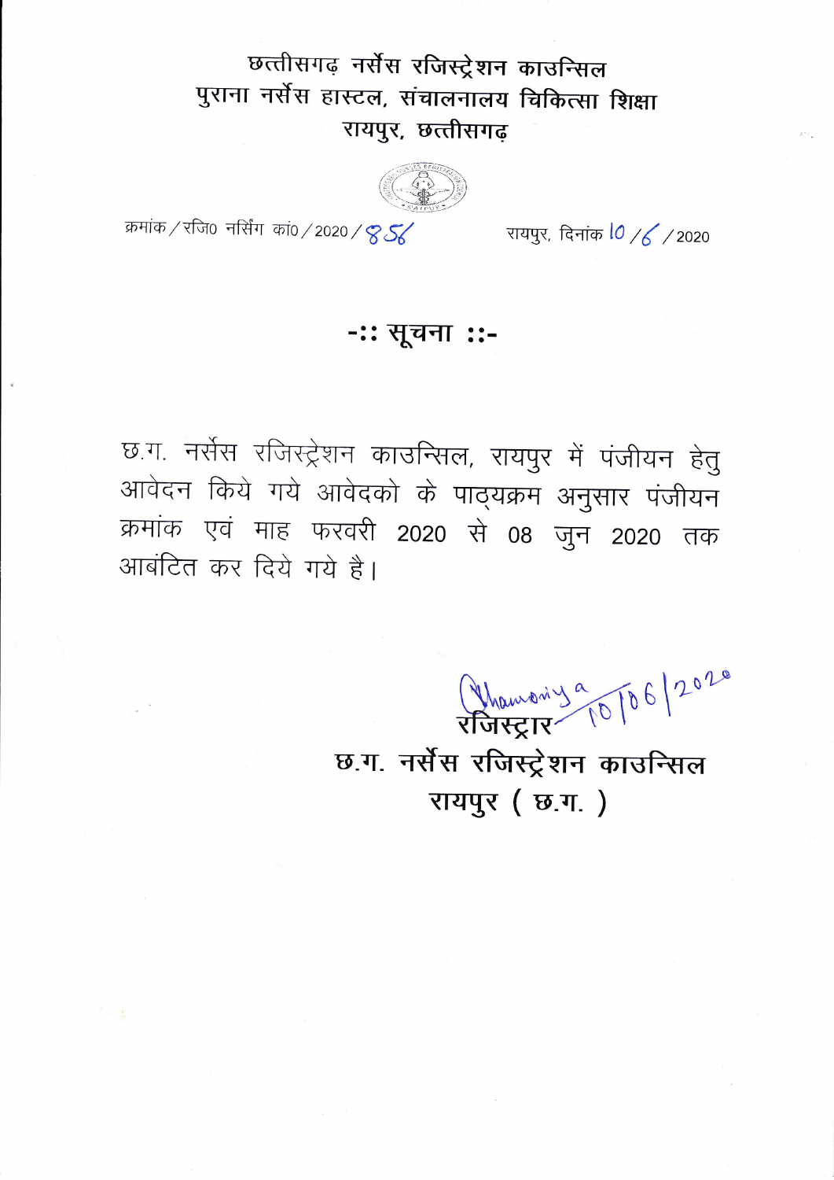# छत्तीसगढ़ नर्सेस रजिस्ट्रेशन काउन्सिल
## पुराना नर्सेस हास्टल, संचालनालय चिकित्सा शिक्षा
## रायपुर, छत्तीसगढ़

क्रमांक / रजि0 नर्सिंग कां0 / 2020 / 856 रायपुर, दिनांक 10 / 6 / 2020

## -:: सूचना ::-

छ.ग. नर्सेस रजिस्ट्रेशन काउन्सिल, रायपुर में पंजीयन हेतु आवेदन किये गये आवेदको के पाठ्यक्रम अनुसार पंजीयन क्रमांक एवं माह फरवरी 2020 से 08 जुन 2020 तक आबंटित कर दिये गये है।

Dhamoniya 10/06/2020

**रजिस्ट्रार**
**छ.ग. नर्सेस रजिस्ट्रेशन काउन्सिल**
**रायपुर ( छ.ग. )**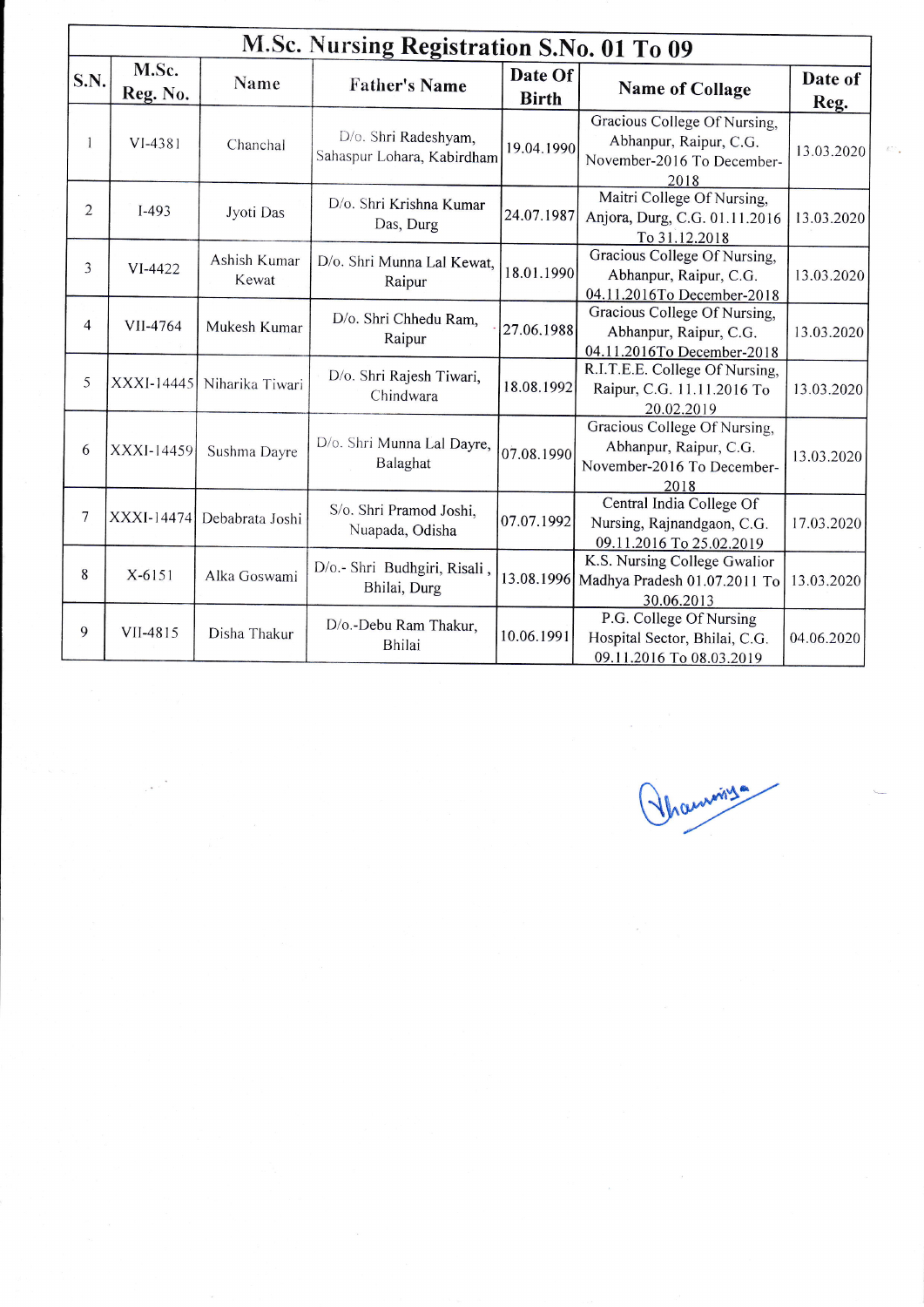# M.Sc. Nursing Registration S.No. 01 To 09

| S.N. | M.Sc. Reg. No. | Name | Father's Name | Date Of Birth | Name of Collage | Date of Reg. |
|---|---|---|---|---|---|---|
| 1 | VI-4381 | Chanchal | D/o. Shri Radeshyam, Sahaspur Lohara, Kabirdham | 19.04.1990 | Gracious College Of Nursing, Abhanpur, Raipur, C.G. November-2016 To December-2018 | 13.03.2020 |
| 2 | I-493 | Jyoti Das | D/o. Shri Krishna Kumar Das, Durg | 24.07.1987 | Maitri College Of Nursing, Anjora, Durg, C.G. 01.11.2016 To 31.12.2018 | 13.03.2020 |
| 3 | VI-4422 | Ashish Kumar Kewat | D/o. Shri Munna Lal Kewat, Raipur | 18.01.1990 | Gracious College Of Nursing, Abhanpur, Raipur, C.G. 04.11.2016To December-2018 | 13.03.2020 |
| 4 | VII-4764 | Mukesh Kumar | D/o. Shri Chhedu Ram, Raipur | 27.06.1988 | Gracious College Of Nursing, Abhanpur, Raipur, C.G. 04.11.2016To December-2018 | 13.03.2020 |
| 5 | XXXI-14445 | Niharika Tiwari | D/o. Shri Rajesh Tiwari, Chindwara | 18.08.1992 | R.I.T.E.E. College Of Nursing, Raipur, C.G. 11.11.2016 To 20.02.2019 | 13.03.2020 |
| 6 | XXXI-14459 | Sushma Dayre | D/o. Shri Munna Lal Dayre, Balaghat | 07.08.1990 | Gracious College Of Nursing, Abhanpur, Raipur, C.G. November-2016 To December-2018 | 13.03.2020 |
| 7 | XXXI-14474 | Debabrata Joshi | S/o. Shri Pramod Joshi, Nuapada, Odisha | 07.07.1992 | Central India College Of Nursing, Rajnandgaon, C.G. 09.11.2016 To 25.02.2019 | 17.03.2020 |
| 8 | X-6151 | Alka Goswami | D/o.- Shri Budhgiri, Risali , Bhilai, Durg | 13.08.1996 | K.S. Nursing College Gwalior Madhya Pradesh 01.07.2011 To 30.06.2013 | 13.03.2020 |
| 9 | VII-4815 | Disha Thakur | D/o.-Debu Ram Thakur, Bhilai | 10.06.1991 | P.G. College Of Nursing Hospital Sector, Bhilai, C.G. 09.11.2016 To 08.03.2019 | 04.06.2020 |